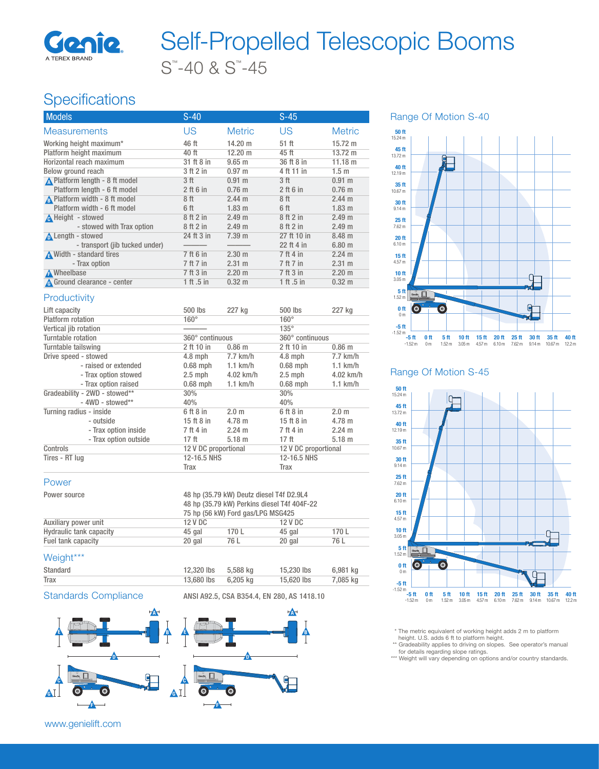# Self-Propelled Telescopic Booms

## S™-40 & S™-45

## Specifications

| Models | S-40 | | S-45 | |
|---|---|---|---|---|
| **Measurements** | US | Metric | US | Metric |
| Working height maximum* | 46 ft | 14.20 m | 51 ft | 15.72 m |
| Platform height maximum | 40 ft | 12.20 m | 45 ft | 13.72 m |
| Horizontal reach maximum | 31 ft 8 in | 9.65 m | 36 ft 8 in | 11.18 m |
| Below ground reach | 3 ft 2 in | 0.97 m | 4 ft 11 in | 1.5 m |
| A Platform length - 8 ft model | 3 ft | 0.91 m | 3 ft | 0.91 m |
| Platform length - 6 ft model | 2 ft 6 in | 0.76 m | 2 ft 6 in | 0.76 m |
| B Platform width - 8 ft model | 8 ft | 2.44 m | 8 ft | 2.44 m |
| Platform width - 6 ft model | 6 ft | 1.83 m | 6 ft | 1.83 m |
| C Height - stowed | 8 ft 2 in | 2.49 m | 8 ft 2 in | 2.49 m |
| - stowed with Trax option | 8 ft 2 in | 2.49 m | 8 ft 2 in | 2.49 m |
| D Length - stowed | 24 ft 3 in | 7.39 m | 27 ft 10 in | 8.48 m |
| - transport (jib tucked under) | ——— | ——— | 22 ft 4 in | 6.80 m |
| E Width - standard tires | 7 ft 6 in | 2.30 m | 7 ft 4 in | 2.24 m |
| - Trax option | 7 ft 7 in | 2.31 m | 7 ft 7 in | 2.31 m |
| F Wheelbase | 7 ft 3 in | 2.20 m | 7 ft 3 in | 2.20 m |
| G Ground clearance - center | 1 ft .5 in | 0.32 m | 1 ft .5 in | 0.32 m |
| **Productivity** | | | | |
| Lift capacity | 500 lbs | 227 kg | 500 lbs | 227 kg |
| Platform rotation | 160° | | 160° | |
| Vertical jib rotation | ——— | | 135° | |
| Turntable rotation | 360° continuous | | 360° continuous | |
| Turntable tailswing | 2 ft 10 in | 0.86 m | 2 ft 10 in | 0.86 m |
| Drive speed - stowed | 4.8 mph | 7.7 km/h | 4.8 mph | 7.7 km/h |
| - raised or extended | 0.68 mph | 1.1 km/h | 0.68 mph | 1.1 km/h |
| - Trax option stowed | 2.5 mph | 4.02 km/h | 2.5 mph | 4.02 km/h |
| - Trax option raised | 0.68 mph | 1.1 km/h | 0.68 mph | 1.1 km/h |
| Gradeability - 2WD - stowed** | 30% | | 30% | |
| - 4WD - stowed** | 40% | | 40% | |
| Turning radius - inside | 6 ft 8 in | 2.0 m | 6 ft 8 in | 2.0 m |
| - outside | 15 ft 8 in | 4.78 m | 15 ft 8 in | 4.78 m |
| - Trax option inside | 7 ft 4 in | 2.24 m | 7 ft 4 in | 2.24 m |
| - Trax option outside | 17 ft | 5.18 m | 17 ft | 5.18 m |
| Controls | 12 V DC proportional | | 12 V DC proportional | |
| Tires - RT lug | 12-16.5 NHS | | 12-16.5 NHS | |
| | Trax | | Trax | |
| **Power** | | | | |
| Power source | 48 hp (35.79 kW) Deutz diesel T4f D2.9L4<br>48 hp (35.79 kW) Perkins diesel T4f 404F-22<br>75 hp (56 kW) Ford gas/LPG MSG425 | | | |
| Auxiliary power unit | 12 V DC | | 12 V DC | |
| Hydraulic tank capacity | 45 gal | 170 L | 45 gal | 170 L |
| Fuel tank capacity | 20 gal | 76 L | 20 gal | 76 L |
| **Weight*** ** | | | | |
| Standard | 12,320 lbs | 5,588 kg | 15,230 lbs | 6,981 kg |
| Trax | 13,680 lbs | 6,205 kg | 15,620 lbs | 7,085 kg |

**Standards Compliance** ANSI A92.5, CSA B354.4, EN 280, AS 1418.10

### Range Of Motion S-40

### Range Of Motion S-45

\* The metric equivalent of working height adds 2 m to platform height. U.S. adds 6 ft to platform height.
\** Gradeability applies to driving on slopes. See operator's manual for details regarding slope ratings.
\*** Weight will vary depending on options and/or country standards.

www.genielift.com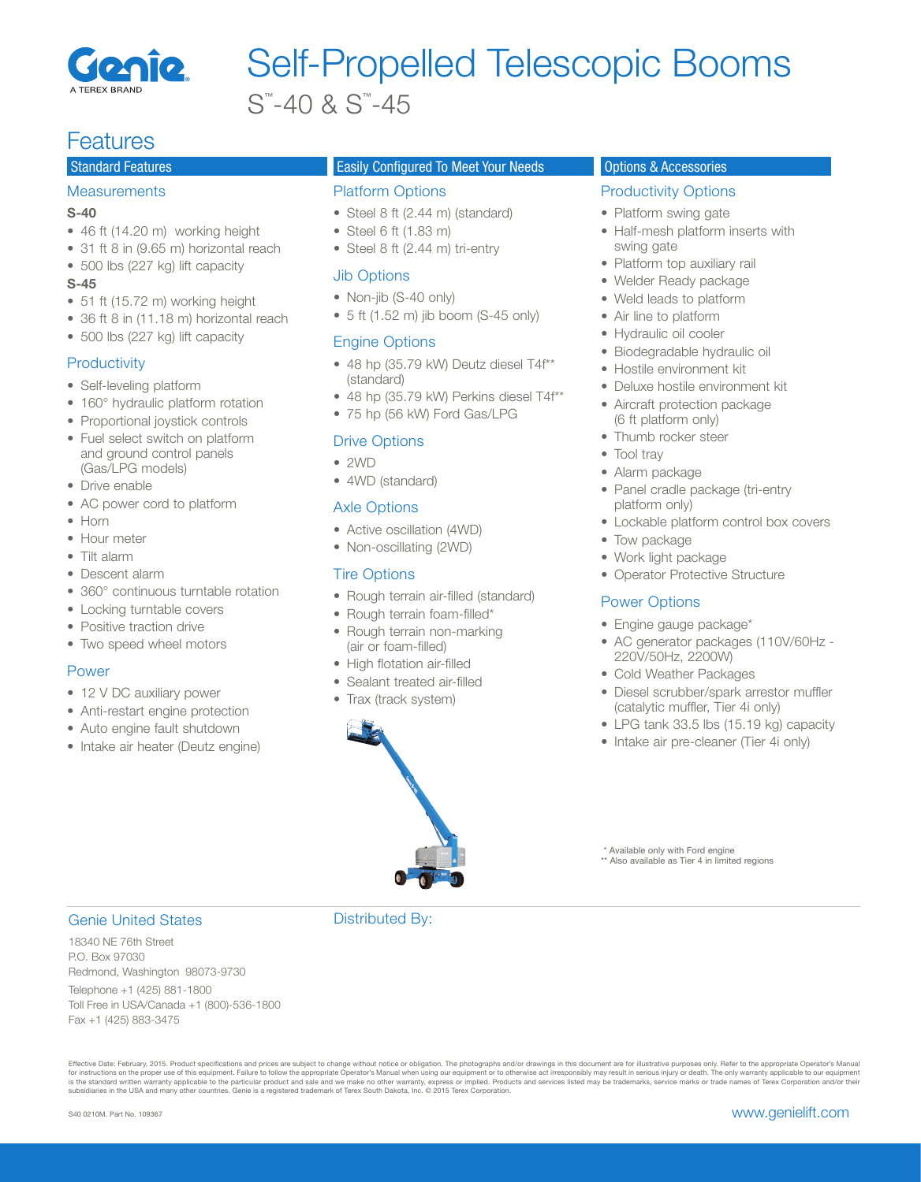# Self-Propelled Telescopic Booms

S™-40 & S™-45

## Features

### Standard Features

#### Measurements

**S-40**

- 46 ft (14.20 m) working height
- 31 ft 8 in (9.65 m) horizontal reach
- 500 lbs (227 kg) lift capacity

**S-45**

- 51 ft (15.72 m) working height
- 36 ft 8 in (11.18 m) horizontal reach
- 500 lbs (227 kg) lift capacity

#### Productivity

- Self-leveling platform
- 160° hydraulic platform rotation
- Proportional joystick controls
- Fuel select switch on platform and ground control panels (Gas/LPG models)
- Drive enable
- AC power cord to platform
- Horn
- Hour meter
- Tilt alarm
- Descent alarm
- 360° continuous turntable rotation
- Locking turntable covers
- Positive traction drive
- Two speed wheel motors

#### Power

- 12 V DC auxiliary power
- Anti-restart engine protection
- Auto engine fault shutdown
- Intake air heater (Deutz engine)

### Easily Configured To Meet Your Needs

#### Platform Options

- Steel 8 ft (2.44 m) (standard)
- Steel 6 ft (1.83 m)
- Steel 8 ft (2.44 m) tri-entry

#### Jib Options

- Non-jib (S-40 only)
- 5 ft (1.52 m) jib boom (S-45 only)

#### Engine Options

- 48 hp (35.79 kW) Deutz diesel T4f** (standard)
- 48 hp (35.79 kW) Perkins diesel T4f**
- 75 hp (56 kW) Ford Gas/LPG

#### Drive Options

- 2WD
- 4WD (standard)

#### Axle Options

- Active oscillation (4WD)
- Non-oscillating (2WD)

#### Tire Options

- Rough terrain air-filled (standard)
- Rough terrain foam-filled*
- Rough terrain non-marking (air or foam-filled)
- High flotation air-filled
- Sealant treated air-filled
- Trax (track system)

### Options & Accessories

#### Productivity Options

- Platform swing gate
- Half-mesh platform inserts with swing gate
- Platform top auxiliary rail
- Welder Ready package
- Weld leads to platform
- Air line to platform
- Hydraulic oil cooler
- Biodegradable hydraulic oil
- Hostile environment kit
- Deluxe hostile environment kit
- Aircraft protection package (6 ft platform only)
- Thumb rocker steer
- Tool tray
- Alarm package
- Panel cradle package (tri-entry platform only)
- Lockable platform control box covers
- Tow package
- Work light package
- Operator Protective Structure

#### Power Options

- Engine gauge package*
- AC generator packages (110V/60Hz - 220V/50Hz, 2200W)
- Cold Weather Packages
- Diesel scrubber/spark arrestor muffler (catalytic muffler, Tier 4i only)
- LPG tank 33.5 lbs (15.19 kg) capacity
- Intake air pre-cleaner (Tier 4i only)

\* Available only with Ford engine
\*\* Also available as Tier 4 in limited regions

#### Genie United States

18340 NE 76th Street
P.O. Box 97030
Redmond, Washington 98073-9730

Telephone +1 (425) 881-1800
Toll Free in USA/Canada +1 (800)-536-1800
Fax +1 (425) 883-3475

Distributed By:

Effective Date: February, 2015. Product specifications and prices are subject to change without notice or obligation. The photographs and/or drawings in this document are for illustrative purposes only. Refer to the appropriate Operator's Manual for instructions on the proper use of this equipment. Failure to follow the appropriate Operator's Manual when using our equipment or to otherwise act irresponsibly may result in serious injury or death. The only warranty applicable to our equipment is the standard written warranty applicable to the particular product and sale and we make no other warranty, express or implied. Products and services listed may be trademarks, service marks or trade names of Terex Corporation and/or their subsidiaries in the USA and many other countries. Genie is a registered trademark of Terex South Dakota, Inc. © 2015 Terex Corporation.

S40 0210M. Part No. 109367

www.genielift.com